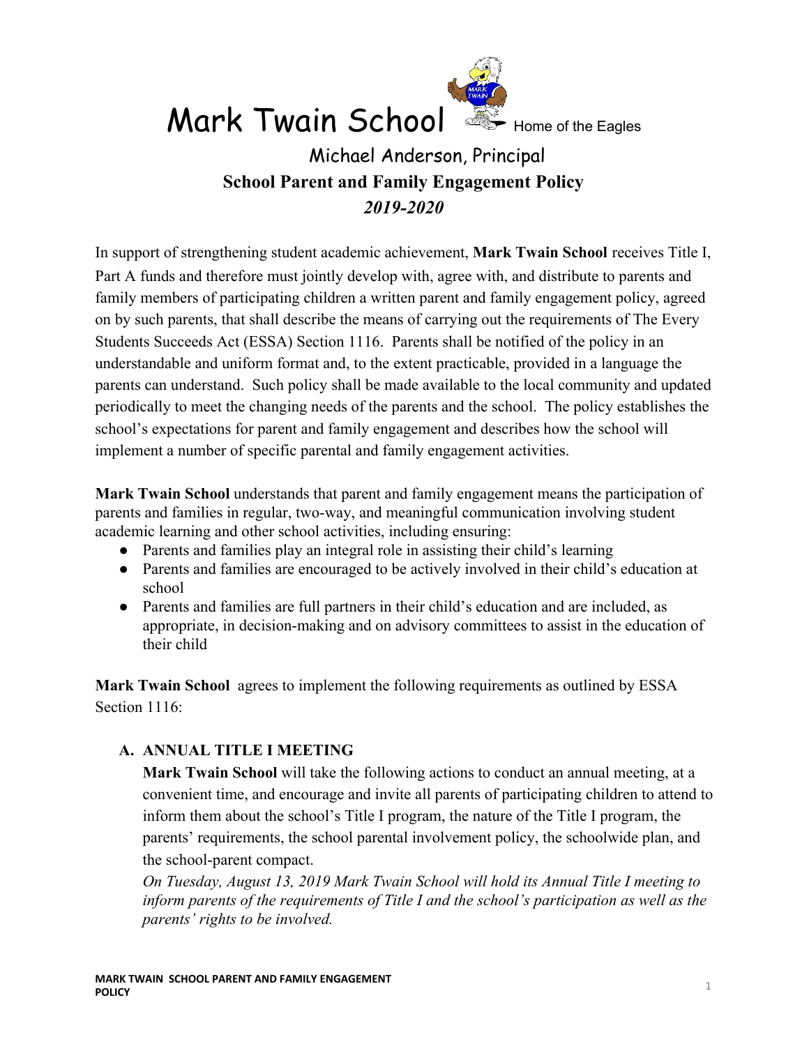# Mark Twain School

Home of the Eagles

Michael Anderson, Principal

**School Parent and Family Engagement Policy**

***2019-2020***

In support of strengthening student academic achievement, **Mark Twain School** receives Title I, Part A funds and therefore must jointly develop with, agree with, and distribute to parents and family members of participating children a written parent and family engagement policy, agreed on by such parents, that shall describe the means of carrying out the requirements of The Every Students Succeeds Act (ESSA) Section 1116. Parents shall be notified of the policy in an understandable and uniform format and, to the extent practicable, provided in a language the parents can understand. Such policy shall be made available to the local community and updated periodically to meet the changing needs of the parents and the school. The policy establishes the school's expectations for parent and family engagement and describes how the school will implement a number of specific parental and family engagement activities.

**Mark Twain School** understands that parent and family engagement means the participation of parents and families in regular, two-way, and meaningful communication involving student academic learning and other school activities, including ensuring:

- Parents and families play an integral role in assisting their child's learning
- Parents and families are encouraged to be actively involved in their child's education at school
- Parents and families are full partners in their child's education and are included, as appropriate, in decision-making and on advisory committees to assist in the education of their child

**Mark Twain School** agrees to implement the following requirements as outlined by ESSA Section 1116:

### A. ANNUAL TITLE I MEETING

**Mark Twain School** will take the following actions to conduct an annual meeting, at a convenient time, and encourage and invite all parents of participating children to attend to inform them about the school's Title I program, the nature of the Title I program, the parents' requirements, the school parental involvement policy, the schoolwide plan, and the school-parent compact.

*On Tuesday, August 13, 2019 Mark Twain School will hold its Annual Title I meeting to inform parents of the requirements of Title I and the school's participation as well as the parents' rights to be involved.*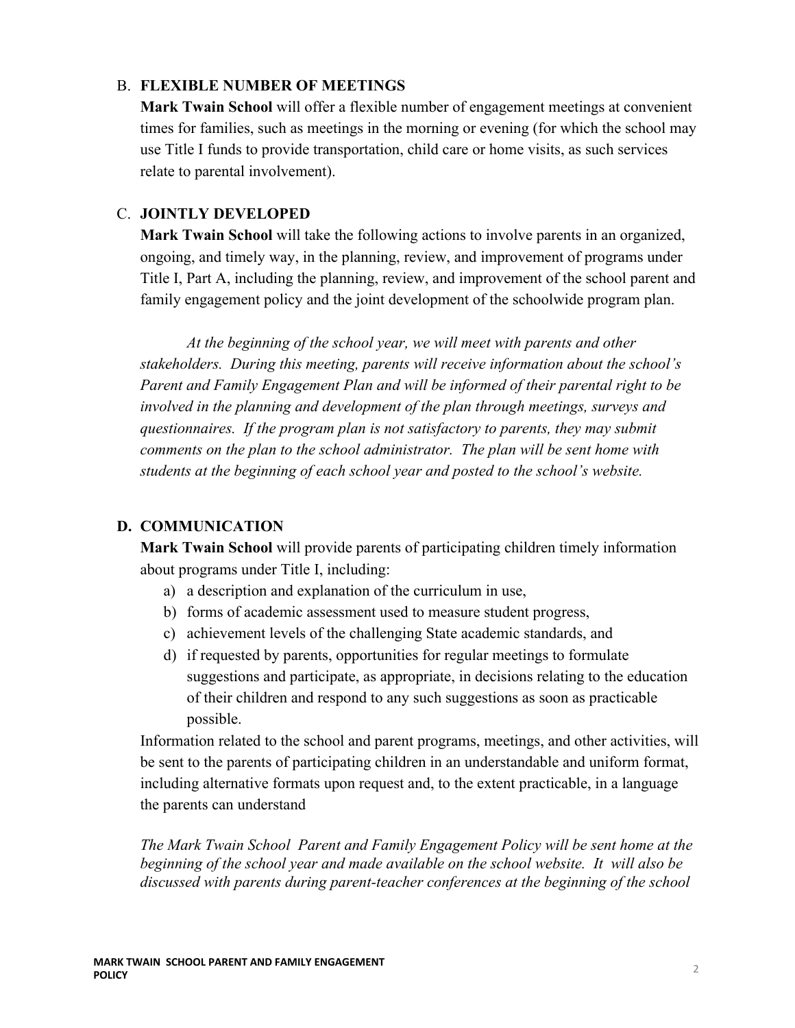## B. FLEXIBLE NUMBER OF MEETINGS

**Mark Twain School** will offer a flexible number of engagement meetings at convenient times for families, such as meetings in the morning or evening (for which the school may use Title I funds to provide transportation, child care or home visits, as such services relate to parental involvement).

## C. JOINTLY DEVELOPED

**Mark Twain School** will take the following actions to involve parents in an organized, ongoing, and timely way, in the planning, review, and improvement of programs under Title I, Part A, including the planning, review, and improvement of the school parent and family engagement policy and the joint development of the schoolwide program plan.

*At the beginning of the school year, we will meet with parents and other stakeholders. During this meeting, parents will receive information about the school's Parent and Family Engagement Plan and will be informed of their parental right to be involved in the planning and development of the plan through meetings, surveys and questionnaires. If the program plan is not satisfactory to parents, they may submit comments on the plan to the school administrator. The plan will be sent home with students at the beginning of each school year and posted to the school's website.*

## D. COMMUNICATION

**Mark Twain School** will provide parents of participating children timely information about programs under Title I, including:

a) a description and explanation of the curriculum in use,
b) forms of academic assessment used to measure student progress,
c) achievement levels of the challenging State academic standards, and
d) if requested by parents, opportunities for regular meetings to formulate suggestions and participate, as appropriate, in decisions relating to the education of their children and respond to any such suggestions as soon as practicable possible.

Information related to the school and parent programs, meetings, and other activities, will be sent to the parents of participating children in an understandable and uniform format, including alternative formats upon request and, to the extent practicable, in a language the parents can understand

*The Mark Twain School Parent and Family Engagement Policy will be sent home at the beginning of the school year and made available on the school website. It will also be discussed with parents during parent-teacher conferences at the beginning of the school*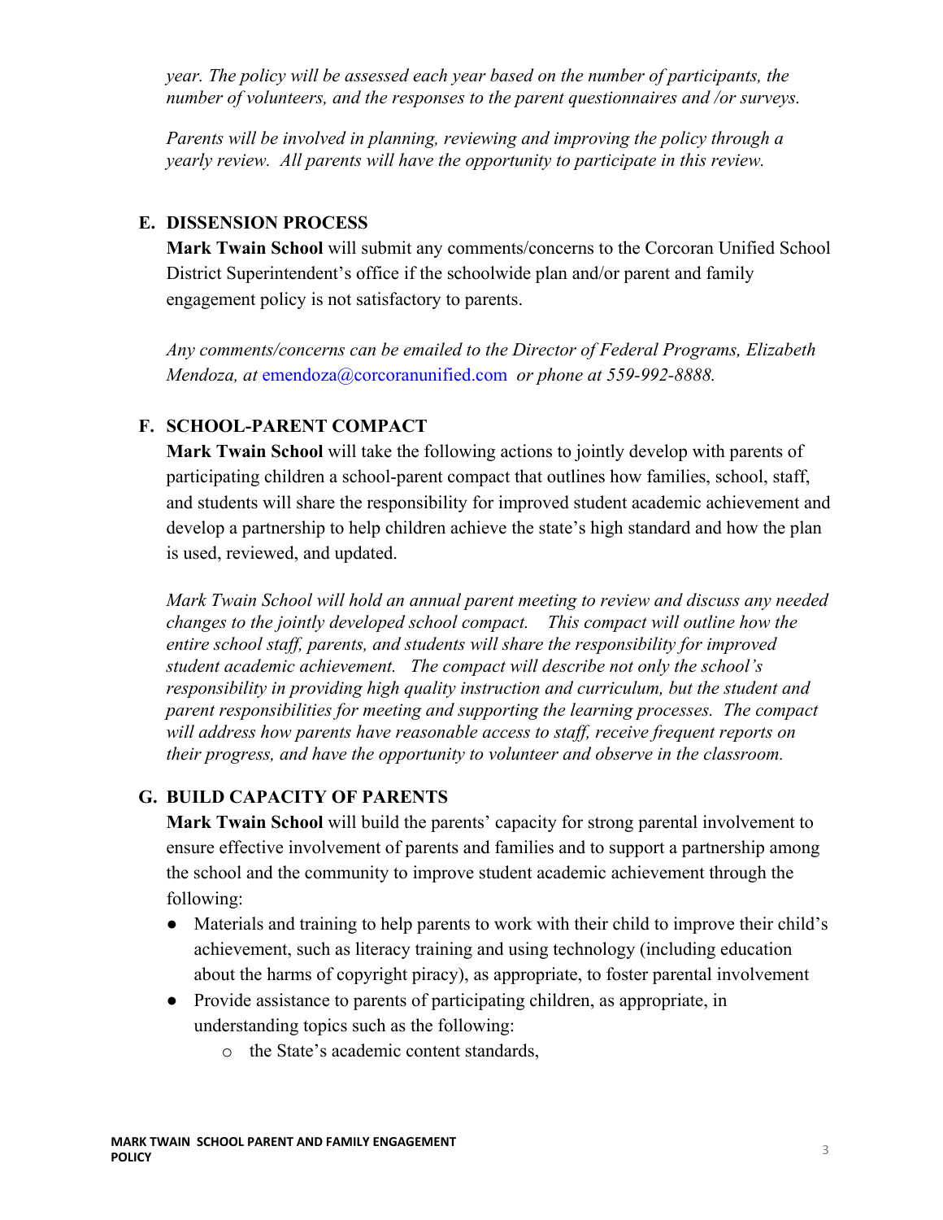*year. The policy will be assessed each year based on the number of participants, the number of volunteers, and the responses to the parent questionnaires and /or surveys.*

*Parents will be involved in planning, reviewing and improving the policy through a yearly review. All parents will have the opportunity to participate in this review.*

### E. DISSENSION PROCESS

**Mark Twain School** will submit any comments/concerns to the Corcoran Unified School District Superintendent's office if the schoolwide plan and/or parent and family engagement policy is not satisfactory to parents.

*Any comments/concerns can be emailed to the Director of Federal Programs, Elizabeth Mendoza, at* emendoza@corcoranunified.com *or phone at 559-992-8888.*

### F. SCHOOL-PARENT COMPACT

**Mark Twain School** will take the following actions to jointly develop with parents of participating children a school-parent compact that outlines how families, school, staff, and students will share the responsibility for improved student academic achievement and develop a partnership to help children achieve the state's high standard and how the plan is used, reviewed, and updated.

*Mark Twain School will hold an annual parent meeting to review and discuss any needed changes to the jointly developed school compact. This compact will outline how the entire school staff, parents, and students will share the responsibility for improved student academic achievement. The compact will describe not only the school's responsibility in providing high quality instruction and curriculum, but the student and parent responsibilities for meeting and supporting the learning processes. The compact will address how parents have reasonable access to staff, receive frequent reports on their progress, and have the opportunity to volunteer and observe in the classroom.*

### G. BUILD CAPACITY OF PARENTS

**Mark Twain School** will build the parents' capacity for strong parental involvement to ensure effective involvement of parents and families and to support a partnership among the school and the community to improve student academic achievement through the following:

- Materials and training to help parents to work with their child to improve their child's achievement, such as literacy training and using technology (including education about the harms of copyright piracy), as appropriate, to foster parental involvement
- Provide assistance to parents of participating children, as appropriate, in understanding topics such as the following:
  - the State's academic content standards,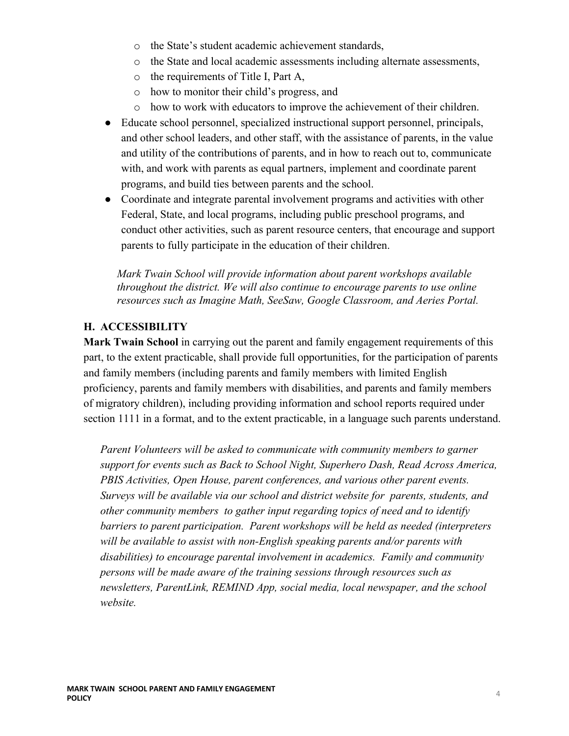- the State's student academic achievement standards,
  - the State and local academic assessments including alternate assessments,
  - the requirements of Title I, Part A,
  - how to monitor their child's progress, and
  - how to work with educators to improve the achievement of their children.
- Educate school personnel, specialized instructional support personnel, principals, and other school leaders, and other staff, with the assistance of parents, in the value and utility of the contributions of parents, and in how to reach out to, communicate with, and work with parents as equal partners, implement and coordinate parent programs, and build ties between parents and the school.
- Coordinate and integrate parental involvement programs and activities with other Federal, State, and local programs, including public preschool programs, and conduct other activities, such as parent resource centers, that encourage and support parents to fully participate in the education of their children.

*Mark Twain School will provide information about parent workshops available throughout the district. We will also continue to encourage parents to use online resources such as Imagine Math, SeeSaw, Google Classroom, and Aeries Portal.*

### H. ACCESSIBILITY

**Mark Twain School** in carrying out the parent and family engagement requirements of this part, to the extent practicable, shall provide full opportunities, for the participation of parents and family members (including parents and family members with limited English proficiency, parents and family members with disabilities, and parents and family members of migratory children), including providing information and school reports required under section 1111 in a format, and to the extent practicable, in a language such parents understand.

*Parent Volunteers will be asked to communicate with community members to garner support for events such as Back to School Night, Superhero Dash, Read Across America, PBIS Activities, Open House, parent conferences, and various other parent events. Surveys will be available via our school and district website for parents, students, and other community members to gather input regarding topics of need and to identify barriers to parent participation. Parent workshops will be held as needed (interpreters will be available to assist with non-English speaking parents and/or parents with disabilities) to encourage parental involvement in academics. Family and community persons will be made aware of the training sessions through resources such as newsletters, ParentLink, REMIND App, social media, local newspaper, and the school website.*